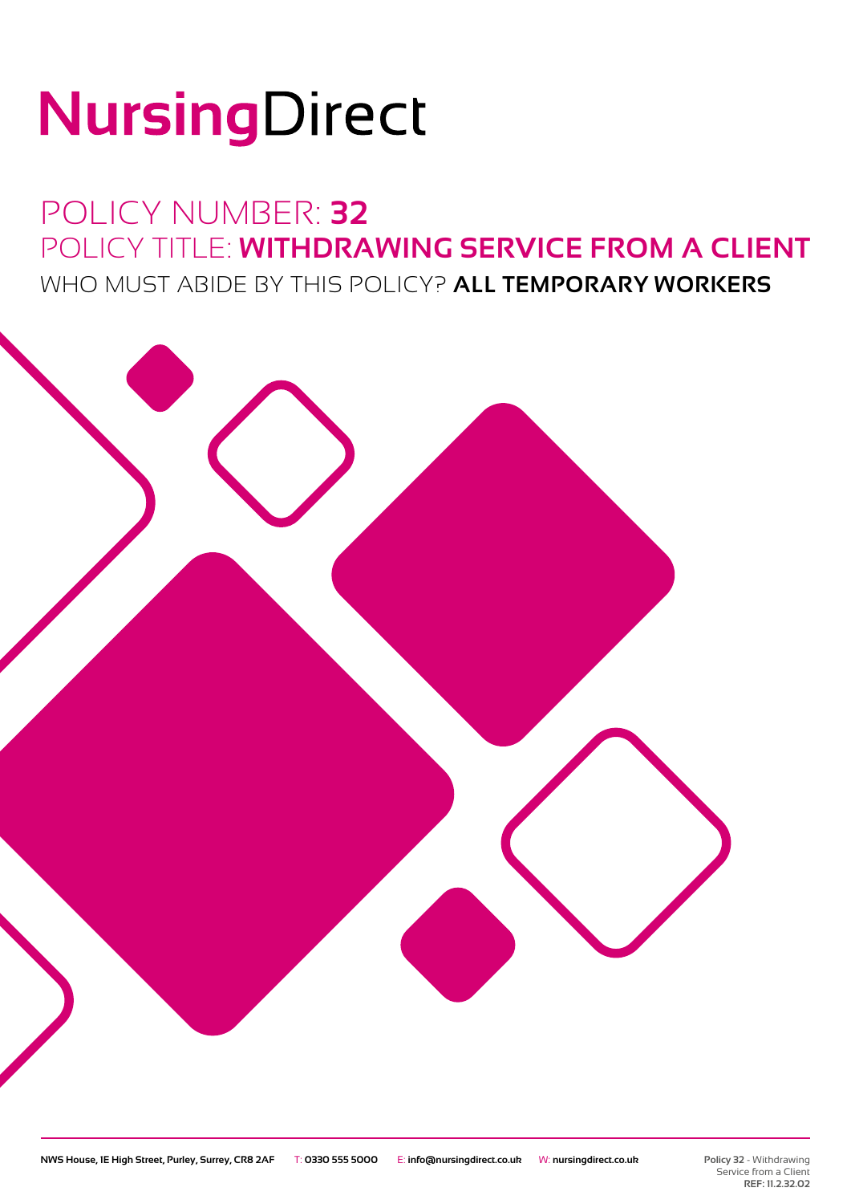# NursingDirect

## POLICY NUMBER: **32**

## POLICY TITLE: **WITHDRAWING SERVICE FROM A CLIENT**

### WHO MUST ABIDE BY THIS POLICY? **ALL TEMPORARY WORKERS**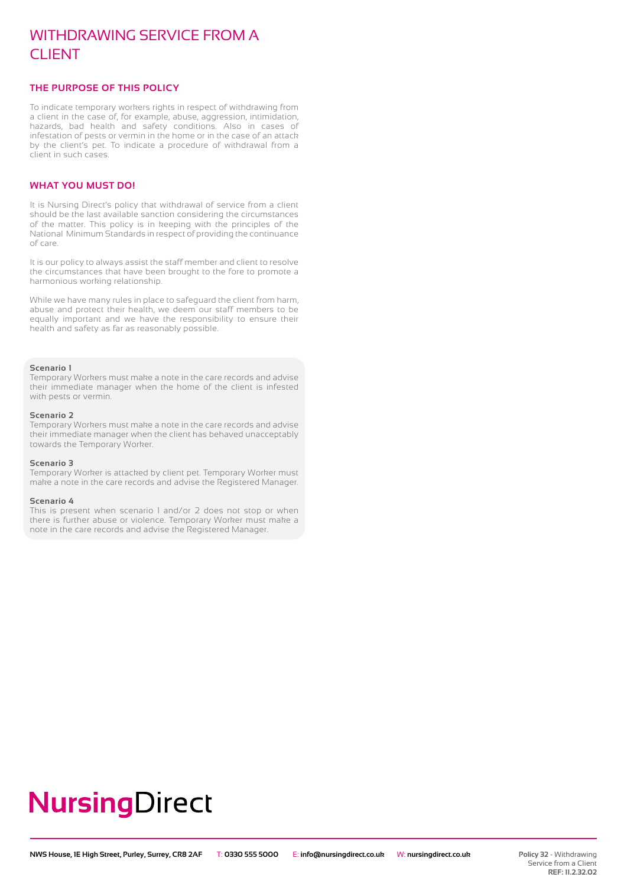# WITHDRAWING SERVICE FROM A CLIENT

## THE PURPOSE OF THIS POLICY

To indicate temporary workers rights in respect of withdrawing from a client in the case of, for example, abuse, aggression, intimidation, hazards, bad health and safety conditions. Also in cases of infestation of pests or vermin in the home or in the case of an attack by the client's pet. To indicate a procedure of withdrawal from a client in such cases.

## WHAT YOU MUST DO!

It is Nursing Direct's policy that withdrawal of service from a client should be the last available sanction considering the circumstances of the matter. This policy is in keeping with the principles of the National Minimum Standards in respect of providing the continuance of care.

It is our policy to always assist the staff member and client to resolve the circumstances that have been brought to the fore to promote a harmonious working relationship.

While we have many rules in place to safeguard the client from harm, abuse and protect their health, we deem our staff members to be equally important and we have the responsibility to ensure their health and safety as far as reasonably possible.

**Scenario 1**
Temporary Workers must make a note in the care records and advise their immediate manager when the home of the client is infested with pests or vermin.

**Scenario 2**
Temporary Workers must make a note in the care records and advise their immediate manager when the client has behaved unacceptably towards the Temporary Worker.

**Scenario 3**
Temporary Worker is attacked by client pet. Temporary Worker must make a note in the care records and advise the Registered Manager.

**Scenario 4**
This is present when scenario 1 and/or 2 does not stop or when there is further abuse or violence. Temporary Worker must make a note in the care records and advise the Registered Manager.

**Nursing**Direct

**NWS House, 1E High Street, Purley, Surrey, CR8 2AF** T: **0330 555 5000** E: **info@nursingdirect.co.uk** W: **nursingdirect.co.uk**

**Policy 32** - Withdrawing Service from a Client
**REF: 11.2.32.02**